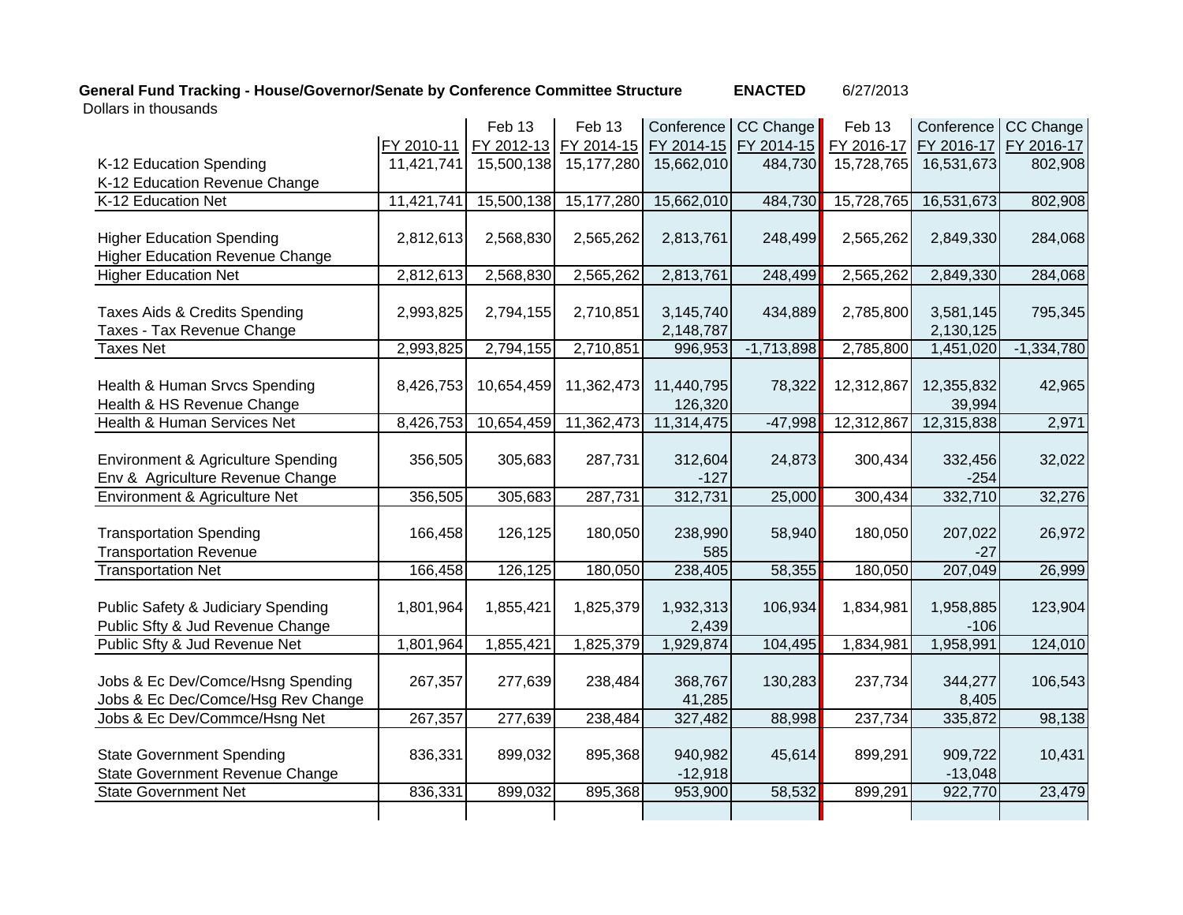**General Fund Tracking - House/Governor/Senate by Conference Committee Structure** **ENACTED** 6/27/2013

Dollars in thousands

| | FY 2010-11 | Feb 13 FY 2012-13 | Feb 13 FY 2014-15 | Conference FY 2014-15 | CC Change FY 2014-15 | Feb 13 FY 2016-17 | Conference FY 2016-17 | CC Change FY 2016-17 |
|---|---|---|---|---|---|---|---|---|
| K-12 Education Spending | 11,421,741 | 15,500,138 | 15,177,280 | 15,662,010 | 484,730 | 15,728,765 | 16,531,673 | 802,908 |
| K-12 Education Revenue Change | | | | | | | | |
| K-12 Education Net | 11,421,741 | 15,500,138 | 15,177,280 | 15,662,010 | 484,730 | 15,728,765 | 16,531,673 | 802,908 |
| | | | | | | | | |
| Higher Education Spending | 2,812,613 | 2,568,830 | 2,565,262 | 2,813,761 | 248,499 | 2,565,262 | 2,849,330 | 284,068 |
| Higher Education Revenue Change | | | | | | | | |
| Higher Education Net | 2,812,613 | 2,568,830 | 2,565,262 | 2,813,761 | 248,499 | 2,565,262 | 2,849,330 | 284,068 |
| | | | | | | | | |
| Taxes Aids & Credits Spending | 2,993,825 | 2,794,155 | 2,710,851 | 3,145,740 | 434,889 | 2,785,800 | 3,581,145 | 795,345 |
| Taxes - Tax Revenue Change | | | | 2,148,787 | | | 2,130,125 | |
| Taxes Net | 2,993,825 | 2,794,155 | 2,710,851 | 996,953 | -1,713,898 | 2,785,800 | 1,451,020 | -1,334,780 |
| | | | | | | | | |
| Health & Human Srvcs Spending | 8,426,753 | 10,654,459 | 11,362,473 | 11,440,795 | 78,322 | 12,312,867 | 12,355,832 | 42,965 |
| Health & HS Revenue Change | | | | 126,320 | | | 39,994 | |
| Health & Human Services Net | 8,426,753 | 10,654,459 | 11,362,473 | 11,314,475 | -47,998 | 12,312,867 | 12,315,838 | 2,971 |
| | | | | | | | | |
| Environment & Agriculture Spending | 356,505 | 305,683 | 287,731 | 312,604 | 24,873 | 300,434 | 332,456 | 32,022 |
| Env & Agriculture Revenue Change | | | | -127 | | | -254 | |
| Environment & Agriculture Net | 356,505 | 305,683 | 287,731 | 312,731 | 25,000 | 300,434 | 332,710 | 32,276 |
| | | | | | | | | |
| Transportation Spending | 166,458 | 126,125 | 180,050 | 238,990 | 58,940 | 180,050 | 207,022 | 26,972 |
| Transportation Revenue | | | | 585 | | | -27 | |
| Transportation Net | 166,458 | 126,125 | 180,050 | 238,405 | 58,355 | 180,050 | 207,049 | 26,999 |
| | | | | | | | | |
| Public Safety & Judiciary Spending | 1,801,964 | 1,855,421 | 1,825,379 | 1,932,313 | 106,934 | 1,834,981 | 1,958,885 | 123,904 |
| Public Sfty & Jud Revenue Change | | | | 2,439 | | | -106 | |
| Public Sfty & Jud Revenue Net | 1,801,964 | 1,855,421 | 1,825,379 | 1,929,874 | 104,495 | 1,834,981 | 1,958,991 | 124,010 |
| | | | | | | | | |
| Jobs & Ec Dev/Comce/Hsng Spending | 267,357 | 277,639 | 238,484 | 368,767 | 130,283 | 237,734 | 344,277 | 106,543 |
| Jobs & Ec Dec/Comce/Hsg Rev Change | | | | 41,285 | | | 8,405 | |
| Jobs & Ec Dev/Commce/Hsng Net | 267,357 | 277,639 | 238,484 | 327,482 | 88,998 | 237,734 | 335,872 | 98,138 |
| | | | | | | | | |
| State Government Spending | 836,331 | 899,032 | 895,368 | 940,982 | 45,614 | 899,291 | 909,722 | 10,431 |
| State Government Revenue Change | | | | -12,918 | | | -13,048 | |
| State Government Net | 836,331 | 899,032 | 895,368 | 953,900 | 58,532 | 899,291 | 922,770 | 23,479 |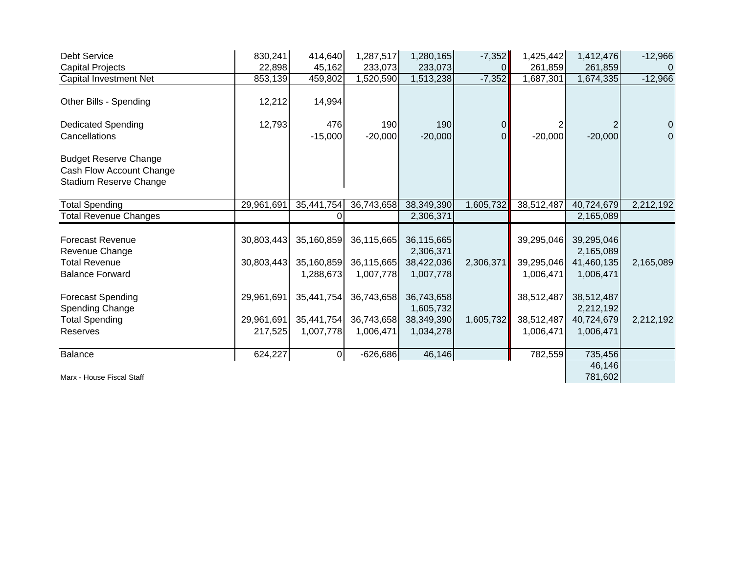| | | | | | | | | |
|---|---|---|---|---|---|---|---|---|
| Debt Service | 830,241 | 414,640 | 1,287,517 | 1,280,165 | -7,352 | 1,425,442 | 1,412,476 | -12,966 |
| Capital Projects | 22,898 | 45,162 | 233,073 | 233,073 | 0 | 261,859 | 261,859 | 0 |
| Capital Investment Net | 853,139 | 459,802 | 1,520,590 | 1,513,238 | -7,352 | 1,687,301 | 1,674,335 | -12,966 |
| | | | | | | | | |
| Other Bills - Spending | 12,212 | 14,994 | | | | | | |
| | | | | | | | | |
| Dedicated Spending | 12,793 | 476 | 190 | 190 | 0 | 2 | 2 | 0 |
| Cancellations | | -15,000 | -20,000 | -20,000 | 0 | -20,000 | -20,000 | 0 |
| | | | | | | | | |
| Budget Reserve Change | | | | | | | | |
| Cash Flow Account Change | | | | | | | | |
| Stadium Reserve Change | | | | | | | | |
| | | | | | | | | |
| Total Spending | 29,961,691 | 35,441,754 | 36,743,658 | 38,349,390 | 1,605,732 | 38,512,487 | 40,724,679 | 2,212,192 |
| Total Revenue Changes | | 0 | | 2,306,371 | | | 2,165,089 | |
| | | | | | | | | |
| Forecast Revenue | 30,803,443 | 35,160,859 | 36,115,665 | 36,115,665 | | 39,295,046 | 39,295,046 | |
| Revenue Change | | | | 2,306,371 | | | 2,165,089 | |
| Total Revenue | 30,803,443 | 35,160,859 | 36,115,665 | 38,422,036 | 2,306,371 | 39,295,046 | 41,460,135 | 2,165,089 |
| Balance Forward | | 1,288,673 | 1,007,778 | 1,007,778 | | 1,006,471 | 1,006,471 | |
| | | | | | | | | |
| Forecast Spending | 29,961,691 | 35,441,754 | 36,743,658 | 36,743,658 | | 38,512,487 | 38,512,487 | |
| Spending Change | | | | 1,605,732 | | | 2,212,192 | |
| Total Spending | 29,961,691 | 35,441,754 | 36,743,658 | 38,349,390 | 1,605,732 | 38,512,487 | 40,724,679 | 2,212,192 |
| Reserves | 217,525 | 1,007,778 | 1,006,471 | 1,034,278 | | 1,006,471 | 1,006,471 | |
| | | | | | | | | |
| Balance | 624,227 | 0 | -626,686 | 46,146 | | 782,559 | 735,456 | |
| | | | | | | | 46,146 | |
| | | | | | | | 781,602 | |

Marx - House Fiscal Staff